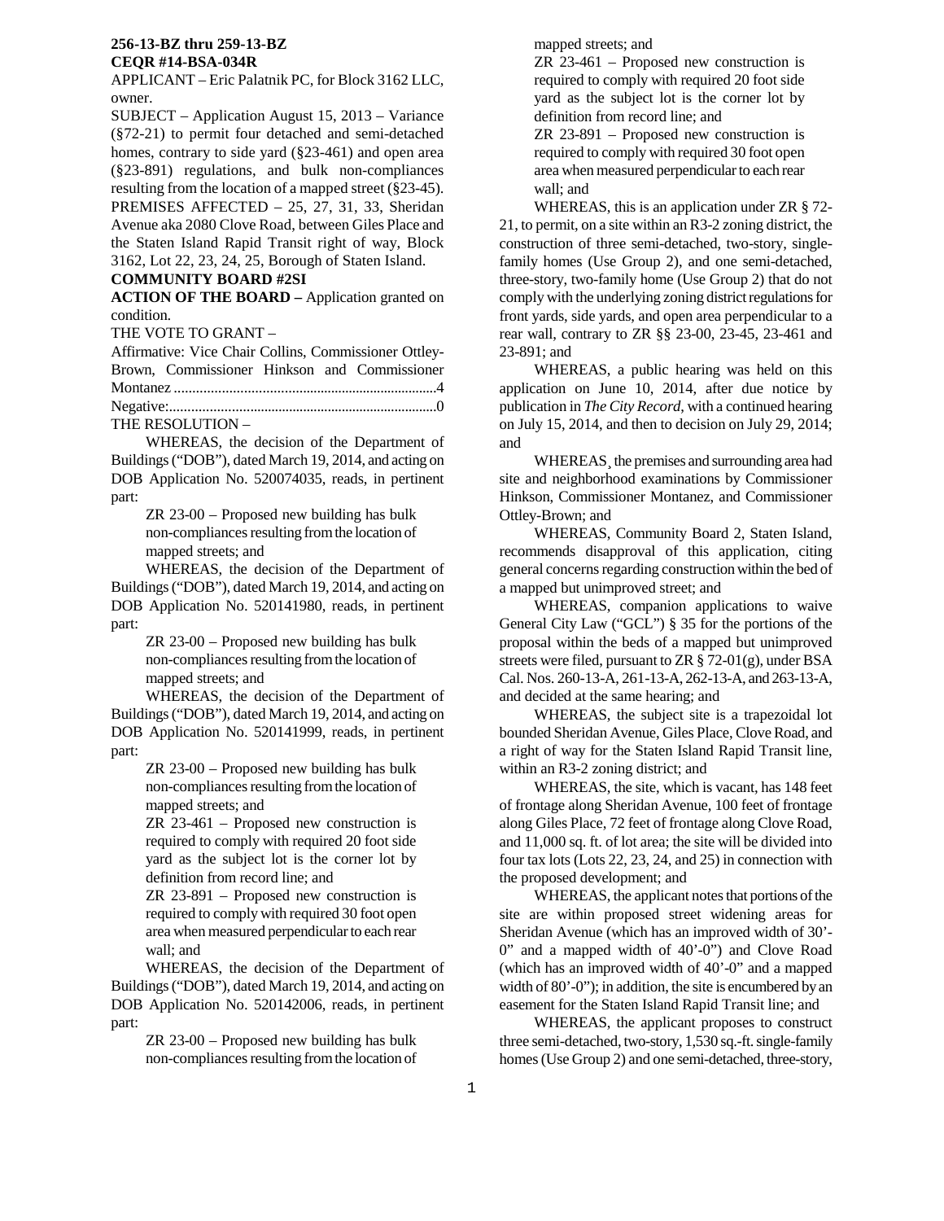**256-13-BZ thru 259-13-BZ**
**CEQR #14-BSA-034R**

APPLICANT – Eric Palatnik PC, for Block 3162 LLC, owner.

SUBJECT – Application August 15, 2013 – Variance (§72-21) to permit four detached and semi-detached homes, contrary to side yard (§23-461) and open area (§23-891) regulations, and bulk non-compliances resulting from the location of a mapped street (§23-45).

PREMISES AFFECTED – 25, 27, 31, 33, Sheridan Avenue aka 2080 Clove Road, between Giles Place and the Staten Island Rapid Transit right of way, Block 3162, Lot 22, 23, 24, 25, Borough of Staten Island.

**COMMUNITY BOARD #2SI**

**ACTION OF THE BOARD –** Application granted on condition.

THE VOTE TO GRANT –

Affirmative: Vice Chair Collins, Commissioner Ottley-Brown, Commissioner Hinkson and Commissioner Montanez ........................................................................4

Negative:..........................................................................0

THE RESOLUTION –

WHEREAS, the decision of the Department of Buildings ("DOB"), dated March 19, 2014, and acting on DOB Application No. 520074035, reads, in pertinent part:

> ZR 23-00 – Proposed new building has bulk non-compliances resulting from the location of mapped streets; and

WHEREAS, the decision of the Department of Buildings ("DOB"), dated March 19, 2014, and acting on DOB Application No. 520141980, reads, in pertinent part:

> ZR 23-00 – Proposed new building has bulk non-compliances resulting from the location of mapped streets; and

WHEREAS, the decision of the Department of Buildings ("DOB"), dated March 19, 2014, and acting on DOB Application No. 520141999, reads, in pertinent part:

> ZR 23-00 – Proposed new building has bulk non-compliances resulting from the location of mapped streets; and
>
> ZR 23-461 – Proposed new construction is required to comply with required 20 foot side yard as the subject lot is the corner lot by definition from record line; and
>
> ZR 23-891 – Proposed new construction is required to comply with required 30 foot open area when measured perpendicular to each rear wall; and

WHEREAS, the decision of the Department of Buildings ("DOB"), dated March 19, 2014, and acting on DOB Application No. 520142006, reads, in pertinent part:

> ZR 23-00 – Proposed new building has bulk non-compliances resulting from the location of mapped streets; and
>
> ZR 23-461 – Proposed new construction is required to comply with required 20 foot side yard as the subject lot is the corner lot by definition from record line; and
>
> ZR 23-891 – Proposed new construction is required to comply with required 30 foot open area when measured perpendicular to each rear wall; and

WHEREAS, this is an application under ZR § 72-21, to permit, on a site within an R3-2 zoning district, the construction of three semi-detached, two-story, single-family homes (Use Group 2), and one semi-detached, three-story, two-family home (Use Group 2) that do not comply with the underlying zoning district regulations for front yards, side yards, and open area perpendicular to a rear wall, contrary to ZR §§ 23-00, 23-45, 23-461 and 23-891; and

WHEREAS, a public hearing was held on this application on June 10, 2014, after due notice by publication in *The City Record*, with a continued hearing on July 15, 2014, and then to decision on July 29, 2014; and

WHEREAS, the premises and surrounding area had site and neighborhood examinations by Commissioner Hinkson, Commissioner Montanez, and Commissioner Ottley-Brown; and

WHEREAS, Community Board 2, Staten Island, recommends disapproval of this application, citing general concerns regarding construction within the bed of a mapped but unimproved street; and

WHEREAS, companion applications to waive General City Law ("GCL") § 35 for the portions of the proposal within the beds of a mapped but unimproved streets were filed, pursuant to ZR § 72-01(g), under BSA Cal. Nos. 260-13-A, 261-13-A, 262-13-A, and 263-13-A, and decided at the same hearing; and

WHEREAS, the subject site is a trapezoidal lot bounded Sheridan Avenue, Giles Place, Clove Road, and a right of way for the Staten Island Rapid Transit line, within an R3-2 zoning district; and

WHEREAS, the site, which is vacant, has 148 feet of frontage along Sheridan Avenue, 100 feet of frontage along Giles Place, 72 feet of frontage along Clove Road, and 11,000 sq. ft. of lot area; the site will be divided into four tax lots (Lots 22, 23, 24, and 25) in connection with the proposed development; and

WHEREAS, the applicant notes that portions of the site are within proposed street widening areas for Sheridan Avenue (which has an improved width of 30'-0" and a mapped width of 40'-0") and Clove Road (which has an improved width of 40'-0" and a mapped width of 80'-0"); in addition, the site is encumbered by an easement for the Staten Island Rapid Transit line; and

WHEREAS, the applicant proposes to construct three semi-detached, two-story, 1,530 sq.-ft. single-family homes (Use Group 2) and one semi-detached, three-story,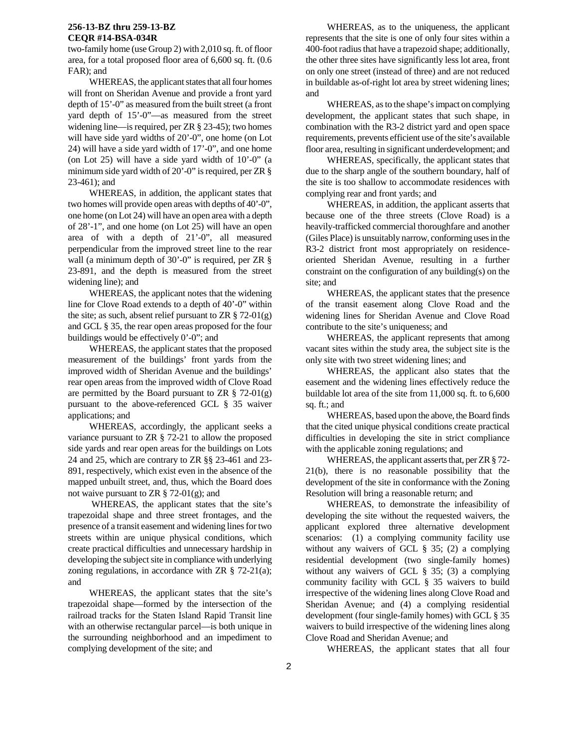**256-13-BZ thru 259-13-BZ**
**CEQR #14-BSA-034R**

two-family home (use Group 2) with 2,010 sq. ft. of floor area, for a total proposed floor area of 6,600 sq. ft. (0.6 FAR); and

WHEREAS, the applicant states that all four homes will front on Sheridan Avenue and provide a front yard depth of 15'-0" as measured from the built street (a front yard depth of 15'-0"—as measured from the street widening line—is required, per ZR § 23-45); two homes will have side yard widths of 20'-0", one home (on Lot 24) will have a side yard width of 17'-0", and one home (on Lot 25) will have a side yard width of 10'-0" (a minimum side yard width of 20'-0" is required, per ZR § 23-461); and

WHEREAS, in addition, the applicant states that two homes will provide open areas with depths of 40'-0", one home (on Lot 24) will have an open area with a depth of 28'-1", and one home (on Lot 25) will have an open area of with a depth of 21'-0", all measured perpendicular from the improved street line to the rear wall (a minimum depth of 30'-0" is required, per ZR § 23-891, and the depth is measured from the street widening line); and

WHEREAS, the applicant notes that the widening line for Clove Road extends to a depth of 40'-0" within the site; as such, absent relief pursuant to ZR § 72-01(g) and GCL § 35, the rear open areas proposed for the four buildings would be effectively 0'-0"; and

WHEREAS, the applicant states that the proposed measurement of the buildings' front yards from the improved width of Sheridan Avenue and the buildings' rear open areas from the improved width of Clove Road are permitted by the Board pursuant to ZR § 72-01(g) pursuant to the above-referenced GCL § 35 waiver applications; and

WHEREAS, accordingly, the applicant seeks a variance pursuant to ZR § 72-21 to allow the proposed side yards and rear open areas for the buildings on Lots 24 and 25, which are contrary to ZR §§ 23-461 and 23-891, respectively, which exist even in the absence of the mapped unbuilt street, and, thus, which the Board does not waive pursuant to ZR § 72-01(g); and

WHEREAS, the applicant states that the site's trapezoidal shape and three street frontages, and the presence of a transit easement and widening lines for two streets within are unique physical conditions, which create practical difficulties and unnecessary hardship in developing the subject site in compliance with underlying zoning regulations, in accordance with ZR § 72-21(a); and

WHEREAS, the applicant states that the site's trapezoidal shape—formed by the intersection of the railroad tracks for the Staten Island Rapid Transit line with an otherwise rectangular parcel—is both unique in the surrounding neighborhood and an impediment to complying development of the site; and

WHEREAS, as to the uniqueness, the applicant represents that the site is one of only four sites within a 400-foot radius that have a trapezoid shape; additionally, the other three sites have significantly less lot area, front on only one street (instead of three) and are not reduced in buildable as-of-right lot area by street widening lines; and

WHEREAS, as to the shape's impact on complying development, the applicant states that such shape, in combination with the R3-2 district yard and open space requirements, prevents efficient use of the site's available floor area, resulting in significant underdevelopment; and

WHEREAS, specifically, the applicant states that due to the sharp angle of the southern boundary, half of the site is too shallow to accommodate residences with complying rear and front yards; and

WHEREAS, in addition, the applicant asserts that because one of the three streets (Clove Road) is a heavily-trafficked commercial thoroughfare and another (Giles Place) is unsuitably narrow, conforming uses in the R3-2 district front most appropriately on residence-oriented Sheridan Avenue, resulting in a further constraint on the configuration of any building(s) on the site; and

WHEREAS, the applicant states that the presence of the transit easement along Clove Road and the widening lines for Sheridan Avenue and Clove Road contribute to the site's uniqueness; and

WHEREAS, the applicant represents that among vacant sites within the study area, the subject site is the only site with two street widening lines; and

WHEREAS, the applicant also states that the easement and the widening lines effectively reduce the buildable lot area of the site from 11,000 sq. ft. to 6,600 sq. ft.; and

WHEREAS, based upon the above, the Board finds that the cited unique physical conditions create practical difficulties in developing the site in strict compliance with the applicable zoning regulations; and

WHEREAS, the applicant asserts that, per ZR § 72-21(b), there is no reasonable possibility that the development of the site in conformance with the Zoning Resolution will bring a reasonable return; and

WHEREAS, to demonstrate the infeasibility of developing the site without the requested waivers, the applicant explored three alternative development scenarios: (1) a complying community facility use without any waivers of GCL § 35; (2) a complying residential development (two single-family homes) without any waivers of GCL § 35; (3) a complying community facility with GCL § 35 waivers to build irrespective of the widening lines along Clove Road and Sheridan Avenue; and (4) a complying residential development (four single-family homes) with GCL § 35 waivers to build irrespective of the widening lines along Clove Road and Sheridan Avenue; and

WHEREAS, the applicant states that all four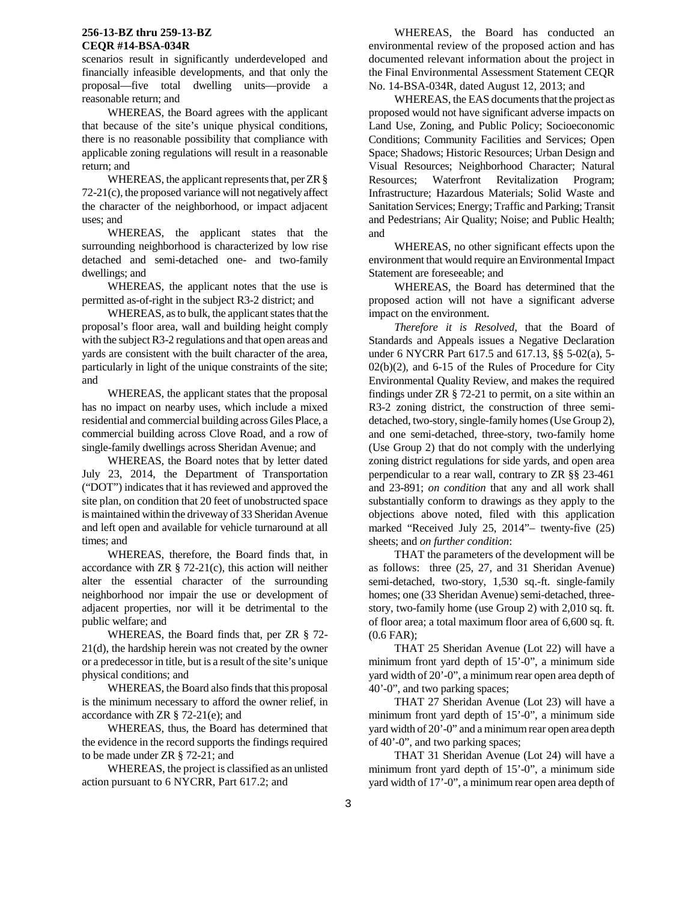**256-13-BZ thru 259-13-BZ**
**CEQR #14-BSA-034R**

scenarios result in significantly underdeveloped and financially infeasible developments, and that only the proposal—five total dwelling units—provide a reasonable return; and

WHEREAS, the Board agrees with the applicant that because of the site's unique physical conditions, there is no reasonable possibility that compliance with applicable zoning regulations will result in a reasonable return; and

WHEREAS, the applicant represents that, per ZR § 72-21(c), the proposed variance will not negatively affect the character of the neighborhood, or impact adjacent uses; and

WHEREAS, the applicant states that the surrounding neighborhood is characterized by low rise detached and semi-detached one- and two-family dwellings; and

WHEREAS, the applicant notes that the use is permitted as-of-right in the subject R3-2 district; and

WHEREAS, as to bulk, the applicant states that the proposal's floor area, wall and building height comply with the subject R3-2 regulations and that open areas and yards are consistent with the built character of the area, particularly in light of the unique constraints of the site; and

WHEREAS, the applicant states that the proposal has no impact on nearby uses, which include a mixed residential and commercial building across Giles Place, a commercial building across Clove Road, and a row of single-family dwellings across Sheridan Avenue; and

WHEREAS, the Board notes that by letter dated July 23, 2014, the Department of Transportation ("DOT") indicates that it has reviewed and approved the site plan, on condition that 20 feet of unobstructed space is maintained within the driveway of 33 Sheridan Avenue and left open and available for vehicle turnaround at all times; and

WHEREAS, therefore, the Board finds that, in accordance with ZR § 72-21(c), this action will neither alter the essential character of the surrounding neighborhood nor impair the use or development of adjacent properties, nor will it be detrimental to the public welfare; and

WHEREAS, the Board finds that, per ZR § 72-21(d), the hardship herein was not created by the owner or a predecessor in title, but is a result of the site's unique physical conditions; and

WHEREAS, the Board also finds that this proposal is the minimum necessary to afford the owner relief, in accordance with ZR § 72-21(e); and

WHEREAS, thus, the Board has determined that the evidence in the record supports the findings required to be made under ZR § 72-21; and

WHEREAS, the project is classified as an unlisted action pursuant to 6 NYCRR, Part 617.2; and

WHEREAS, the Board has conducted an environmental review of the proposed action and has documented relevant information about the project in the Final Environmental Assessment Statement CEQR No. 14-BSA-034R, dated August 12, 2013; and

WHEREAS, the EAS documents that the project as proposed would not have significant adverse impacts on Land Use, Zoning, and Public Policy; Socioeconomic Conditions; Community Facilities and Services; Open Space; Shadows; Historic Resources; Urban Design and Visual Resources; Neighborhood Character; Natural Resources; Waterfront Revitalization Program; Infrastructure; Hazardous Materials; Solid Waste and Sanitation Services; Energy; Traffic and Parking; Transit and Pedestrians; Air Quality; Noise; and Public Health; and

WHEREAS, no other significant effects upon the environment that would require an Environmental Impact Statement are foreseeable; and

WHEREAS, the Board has determined that the proposed action will not have a significant adverse impact on the environment.

*Therefore it is Resolved,* that the Board of Standards and Appeals issues a Negative Declaration under 6 NYCRR Part 617.5 and 617.13, §§ 5-02(a), 5-02(b)(2), and 6-15 of the Rules of Procedure for City Environmental Quality Review, and makes the required findings under ZR § 72-21 to permit, on a site within an R3-2 zoning district, the construction of three semi-detached, two-story, single-family homes (Use Group 2), and one semi-detached, three-story, two-family home (Use Group 2) that do not comply with the underlying zoning district regulations for side yards, and open area perpendicular to a rear wall, contrary to ZR §§ 23-461 and 23-891; *on condition* that any and all work shall substantially conform to drawings as they apply to the objections above noted, filed with this application marked "Received July 25, 2014"– twenty-five (25) sheets; and *on further condition*:

THAT the parameters of the development will be as follows: three (25, 27, and 31 Sheridan Avenue) semi-detached, two-story, 1,530 sq.-ft. single-family homes; one (33 Sheridan Avenue) semi-detached, three-story, two-family home (use Group 2) with 2,010 sq. ft. of floor area; a total maximum floor area of 6,600 sq. ft. (0.6 FAR);

THAT 25 Sheridan Avenue (Lot 22) will have a minimum front yard depth of 15'-0", a minimum side yard width of 20'-0", a minimum rear open area depth of 40'-0", and two parking spaces;

THAT 27 Sheridan Avenue (Lot 23) will have a minimum front yard depth of 15'-0", a minimum side yard width of 20'-0" and a minimum rear open area depth of 40'-0", and two parking spaces;

THAT 31 Sheridan Avenue (Lot 24) will have a minimum front yard depth of 15'-0", a minimum side yard width of 17'-0", a minimum rear open area depth of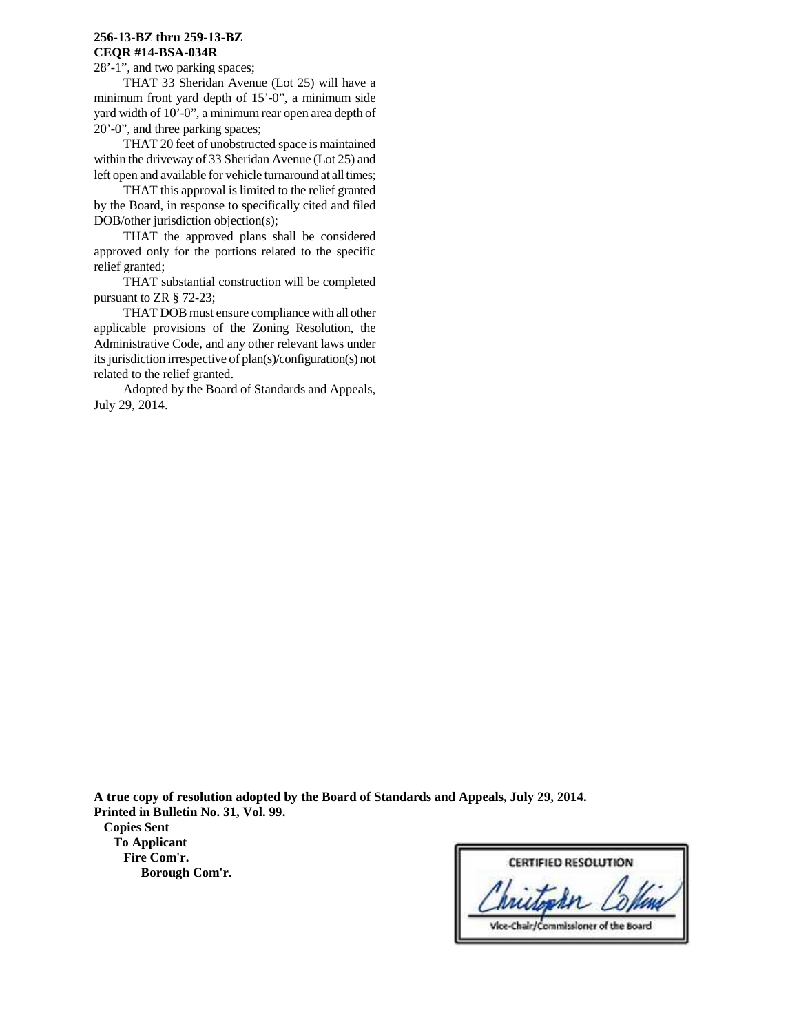**256-13-BZ thru 259-13-BZ**
**CEQR #14-BSA-034R**

28'-1", and two parking spaces;

THAT 33 Sheridan Avenue (Lot 25) will have a minimum front yard depth of 15'-0", a minimum side yard width of 10'-0", a minimum rear open area depth of 20'-0", and three parking spaces;

THAT 20 feet of unobstructed space is maintained within the driveway of 33 Sheridan Avenue (Lot 25) and left open and available for vehicle turnaround at all times;

THAT this approval is limited to the relief granted by the Board, in response to specifically cited and filed DOB/other jurisdiction objection(s);

THAT the approved plans shall be considered approved only for the portions related to the specific relief granted;

THAT substantial construction will be completed pursuant to ZR § 72-23;

THAT DOB must ensure compliance with all other applicable provisions of the Zoning Resolution, the Administrative Code, and any other relevant laws under its jurisdiction irrespective of plan(s)/configuration(s) not related to the relief granted.

Adopted by the Board of Standards and Appeals, July 29, 2014.

**A true copy of resolution adopted by the Board of Standards and Appeals, July 29, 2014.**
**Printed in Bulletin No. 31, Vol. 99.**

**Copies Sent**
**To Applicant**
**Fire Com'r.**
**Borough Com'r.**

CERTIFIED RESOLUTION

Christopher Collins

Vice-Chair/Commissioner of the Board